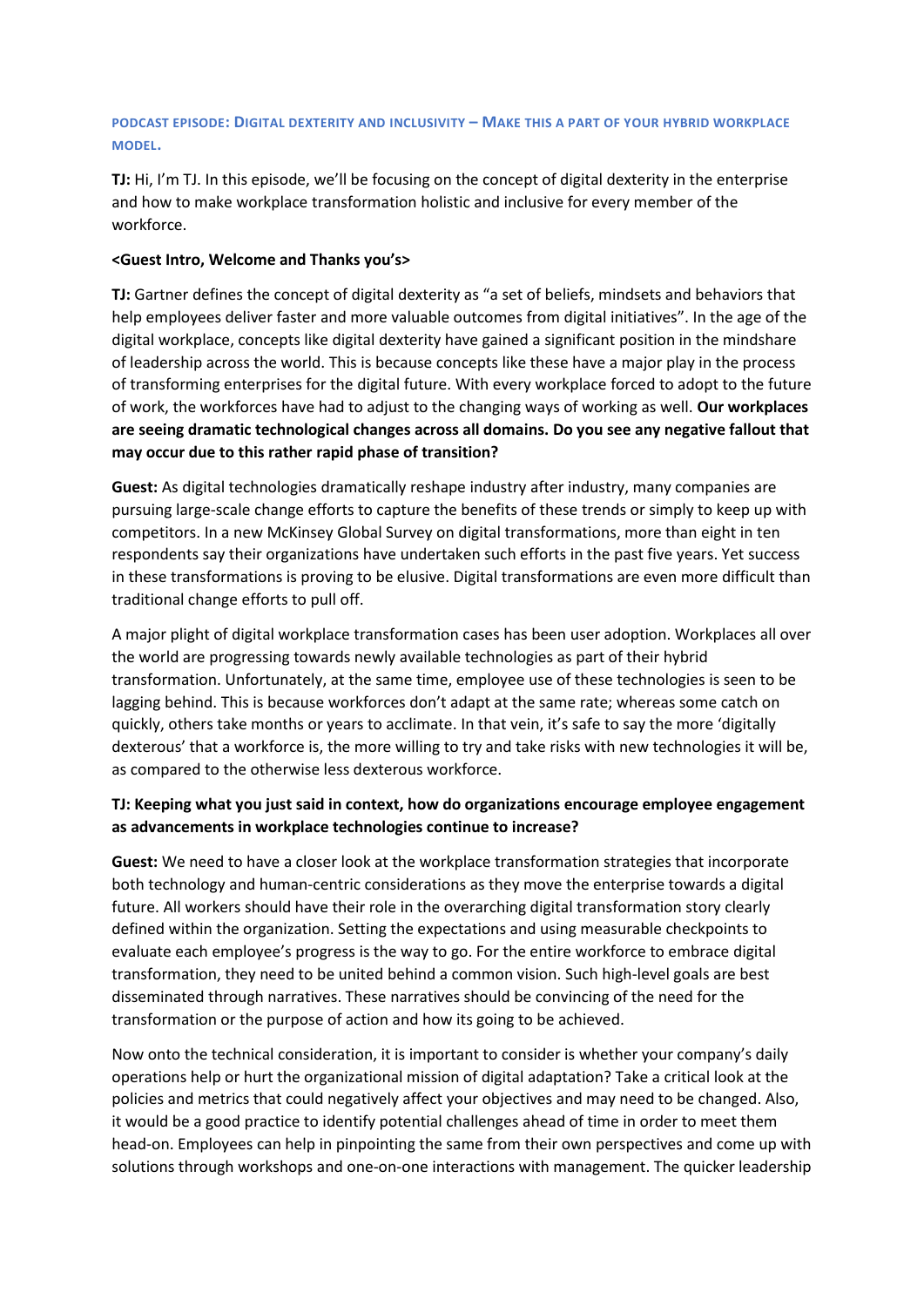## PODCAST EPISODE: DIGITAL DEXTERITY AND INCLUSIVITY – MAKE THIS A PART OF YOUR HYBRID WORKPLACE MODEL.

**TJ:** Hi, I'm TJ. In this episode, we'll be focusing on the concept of digital dexterity in the enterprise and how to make workplace transformation holistic and inclusive for every member of the workforce.

**<Guest Intro, Welcome and Thanks you's>**

**TJ:** Gartner defines the concept of digital dexterity as "a set of beliefs, mindsets and behaviors that help employees deliver faster and more valuable outcomes from digital initiatives". In the age of the digital workplace, concepts like digital dexterity have gained a significant position in the mindshare of leadership across the world. This is because concepts like these have a major play in the process of transforming enterprises for the digital future. With every workplace forced to adopt to the future of work, the workforces have had to adjust to the changing ways of working as well. **Our workplaces are seeing dramatic technological changes across all domains. Do you see any negative fallout that may occur due to this rather rapid phase of transition?**

**Guest:** As digital technologies dramatically reshape industry after industry, many companies are pursuing large-scale change efforts to capture the benefits of these trends or simply to keep up with competitors. In a new McKinsey Global Survey on digital transformations, more than eight in ten respondents say their organizations have undertaken such efforts in the past five years. Yet success in these transformations is proving to be elusive. Digital transformations are even more difficult than traditional change efforts to pull off.

A major plight of digital workplace transformation cases has been user adoption. Workplaces all over the world are progressing towards newly available technologies as part of their hybrid transformation. Unfortunately, at the same time, employee use of these technologies is seen to be lagging behind. This is because workforces don't adapt at the same rate; whereas some catch on quickly, others take months or years to acclimate. In that vein, it's safe to say the more 'digitally dexterous' that a workforce is, the more willing to try and take risks with new technologies it will be, as compared to the otherwise less dexterous workforce.

**TJ: Keeping what you just said in context, how do organizations encourage employee engagement as advancements in workplace technologies continue to increase?**

**Guest:** We need to have a closer look at the workplace transformation strategies that incorporate both technology and human-centric considerations as they move the enterprise towards a digital future. All workers should have their role in the overarching digital transformation story clearly defined within the organization. Setting the expectations and using measurable checkpoints to evaluate each employee's progress is the way to go. For the entire workforce to embrace digital transformation, they need to be united behind a common vision. Such high-level goals are best disseminated through narratives. These narratives should be convincing of the need for the transformation or the purpose of action and how its going to be achieved.

Now onto the technical consideration, it is important to consider is whether your company's daily operations help or hurt the organizational mission of digital adaptation? Take a critical look at the policies and metrics that could negatively affect your objectives and may need to be changed. Also, it would be a good practice to identify potential challenges ahead of time in order to meet them head-on. Employees can help in pinpointing the same from their own perspectives and come up with solutions through workshops and one-on-one interactions with management. The quicker leadership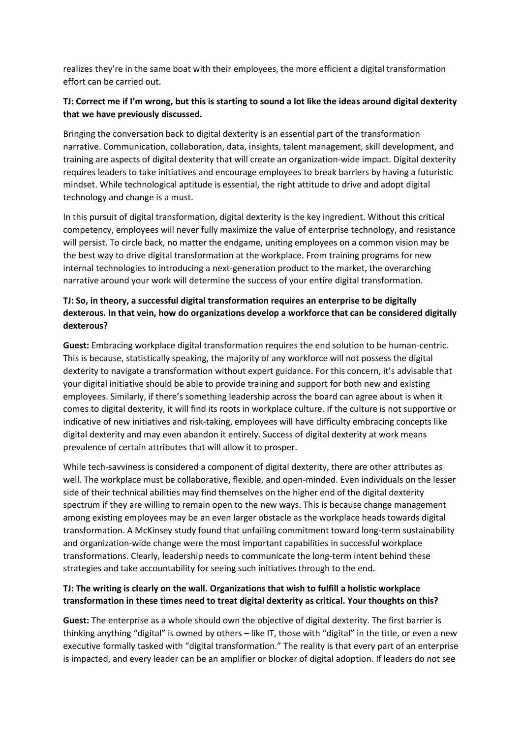realizes they're in the same boat with their employees, the more efficient a digital transformation effort can be carried out.

**TJ: Correct me if I'm wrong, but this is starting to sound a lot like the ideas around digital dexterity that we have previously discussed.**

Bringing the conversation back to digital dexterity is an essential part of the transformation narrative. Communication, collaboration, data, insights, talent management, skill development, and training are aspects of digital dexterity that will create an organization-wide impact. Digital dexterity requires leaders to take initiatives and encourage employees to break barriers by having a futuristic mindset. While technological aptitude is essential, the right attitude to drive and adopt digital technology and change is a must.

In this pursuit of digital transformation, digital dexterity is the key ingredient. Without this critical competency, employees will never fully maximize the value of enterprise technology, and resistance will persist. To circle back, no matter the endgame, uniting employees on a common vision may be the best way to drive digital transformation at the workplace. From training programs for new internal technologies to introducing a next-generation product to the market, the overarching narrative around your work will determine the success of your entire digital transformation.

**TJ: So, in theory, a successful digital transformation requires an enterprise to be digitally dexterous. In that vein, how do organizations develop a workforce that can be considered digitally dexterous?**

**Guest:** Embracing workplace digital transformation requires the end solution to be human-centric. This is because, statistically speaking, the majority of any workforce will not possess the digital dexterity to navigate a transformation without expert guidance. For this concern, it's advisable that your digital initiative should be able to provide training and support for both new and existing employees. Similarly, if there's something leadership across the board can agree about is when it comes to digital dexterity, it will find its roots in workplace culture. If the culture is not supportive or indicative of new initiatives and risk-taking, employees will have difficulty embracing concepts like digital dexterity and may even abandon it entirely. Success of digital dexterity at work means prevalence of certain attributes that will allow it to prosper.

While tech-savviness is considered a component of digital dexterity, there are other attributes as well. The workplace must be collaborative, flexible, and open-minded. Even individuals on the lesser side of their technical abilities may find themselves on the higher end of the digital dexterity spectrum if they are willing to remain open to the new ways. This is because change management among existing employees may be an even larger obstacle as the workplace heads towards digital transformation. A McKinsey study found that unfailing commitment toward long-term sustainability and organization-wide change were the most important capabilities in successful workplace transformations. Clearly, leadership needs to communicate the long-term intent behind these strategies and take accountability for seeing such initiatives through to the end.

**TJ: The writing is clearly on the wall. Organizations that wish to fulfill a holistic workplace transformation in these times need to treat digital dexterity as critical. Your thoughts on this?**

**Guest:** The enterprise as a whole should own the objective of digital dexterity. The first barrier is thinking anything "digital" is owned by others – like IT, those with "digital" in the title, or even a new executive formally tasked with "digital transformation." The reality is that every part of an enterprise is impacted, and every leader can be an amplifier or blocker of digital adoption. If leaders do not see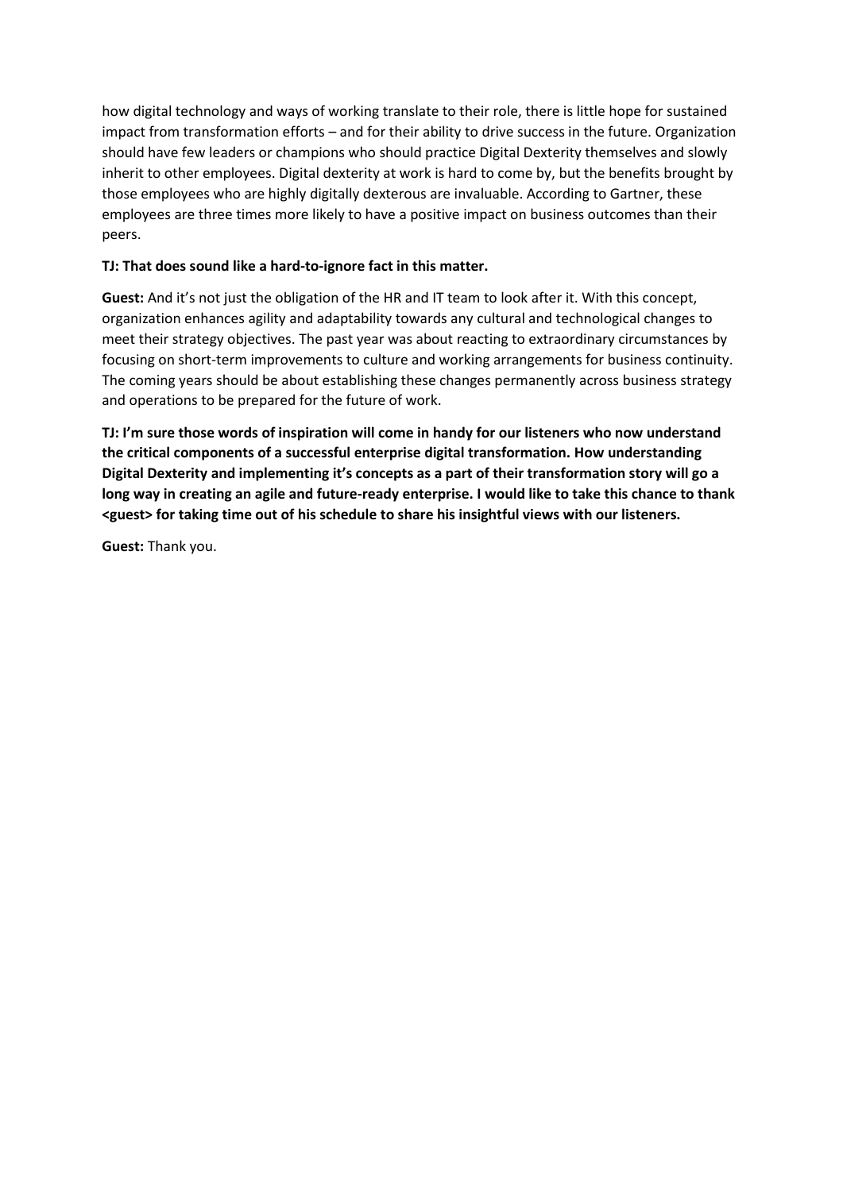how digital technology and ways of working translate to their role, there is little hope for sustained impact from transformation efforts – and for their ability to drive success in the future. Organization should have few leaders or champions who should practice Digital Dexterity themselves and slowly inherit to other employees. Digital dexterity at work is hard to come by, but the benefits brought by those employees who are highly digitally dexterous are invaluable. According to Gartner, these employees are three times more likely to have a positive impact on business outcomes than their peers.

**TJ: That does sound like a hard-to-ignore fact in this matter.**

**Guest:** And it's not just the obligation of the HR and IT team to look after it. With this concept, organization enhances agility and adaptability towards any cultural and technological changes to meet their strategy objectives. The past year was about reacting to extraordinary circumstances by focusing on short-term improvements to culture and working arrangements for business continuity. The coming years should be about establishing these changes permanently across business strategy and operations to be prepared for the future of work.

**TJ: I'm sure those words of inspiration will come in handy for our listeners who now understand the critical components of a successful enterprise digital transformation. How understanding Digital Dexterity and implementing it's concepts as a part of their transformation story will go a long way in creating an agile and future-ready enterprise. I would like to take this chance to thank <guest> for taking time out of his schedule to share his insightful views with our listeners.**

**Guest:** Thank you.